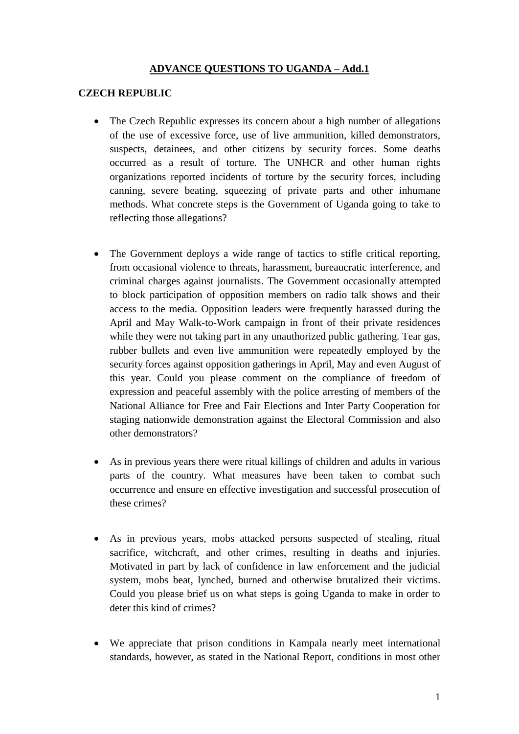# **ADVANCE QUESTIONS TO UGANDA – Add.1**

## **CZECH REPUBLIC**

- The Czech Republic expresses its concern about a high number of allegations of the use of excessive force, use of live ammunition, killed demonstrators, suspects, detainees, and other citizens by security forces. Some deaths occurred as a result of torture. The UNHCR and other human rights organizations reported incidents of torture by the security forces, including canning, severe beating, squeezing of private parts and other inhumane methods. What concrete steps is the Government of Uganda going to take to reflecting those allegations?

- The Government deploys a wide range of tactics to stifle critical reporting, from occasional violence to threats, harassment, bureaucratic interference, and criminal charges against journalists. The Government occasionally attempted to block participation of opposition members on radio talk shows and their access to the media. Opposition leaders were frequently harassed during the April and May Walk-to-Work campaign in front of their private residences while they were not taking part in any unauthorized public gathering. Tear gas, rubber bullets and even live ammunition were repeatedly employed by the security forces against opposition gatherings in April, May and even August of this year. Could you please comment on the compliance of freedom of expression and peaceful assembly with the police arresting of members of the National Alliance for Free and Fair Elections and Inter Party Cooperation for staging nationwide demonstration against the Electoral Commission and also other demonstrators?

- As in previous years there were ritual killings of children and adults in various parts of the country. What measures have been taken to combat such occurrence and ensure en effective investigation and successful prosecution of these crimes?

- As in previous years, mobs attacked persons suspected of stealing, ritual sacrifice, witchcraft, and other crimes, resulting in deaths and injuries. Motivated in part by lack of confidence in law enforcement and the judicial system, mobs beat, lynched, burned and otherwise brutalized their victims. Could you please brief us on what steps is going Uganda to make in order to deter this kind of crimes?

- We appreciate that prison conditions in Kampala nearly meet international standards, however, as stated in the National Report, conditions in most other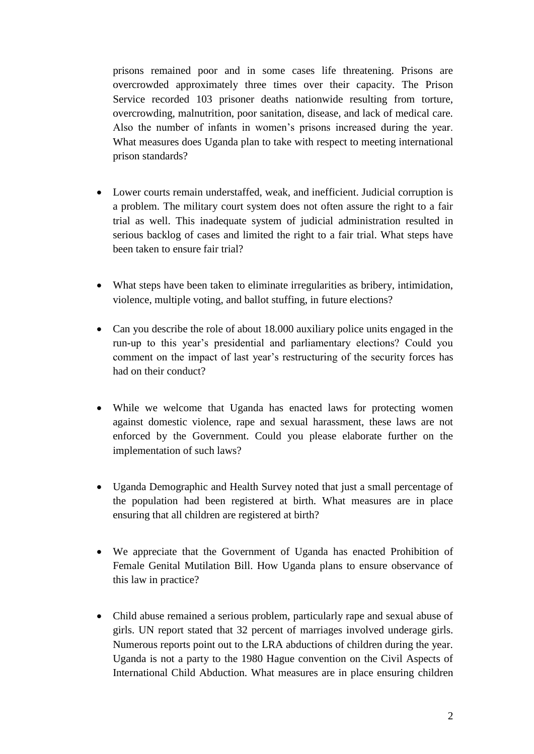prisons remained poor and in some cases life threatening. Prisons are overcrowded approximately three times over their capacity. The Prison Service recorded 103 prisoner deaths nationwide resulting from torture, overcrowding, malnutrition, poor sanitation, disease, and lack of medical care. Also the number of infants in women's prisons increased during the year. What measures does Uganda plan to take with respect to meeting international prison standards?

- Lower courts remain understaffed, weak, and inefficient. Judicial corruption is a problem. The military court system does not often assure the right to a fair trial as well. This inadequate system of judicial administration resulted in serious backlog of cases and limited the right to a fair trial. What steps have been taken to ensure fair trial?

- What steps have been taken to eliminate irregularities as bribery, intimidation, violence, multiple voting, and ballot stuffing, in future elections?

- Can you describe the role of about 18.000 auxiliary police units engaged in the run-up to this year's presidential and parliamentary elections? Could you comment on the impact of last year's restructuring of the security forces has had on their conduct?

- While we welcome that Uganda has enacted laws for protecting women against domestic violence, rape and sexual harassment, these laws are not enforced by the Government. Could you please elaborate further on the implementation of such laws?

- Uganda Demographic and Health Survey noted that just a small percentage of the population had been registered at birth. What measures are in place ensuring that all children are registered at birth?

- We appreciate that the Government of Uganda has enacted Prohibition of Female Genital Mutilation Bill. How Uganda plans to ensure observance of this law in practice?

- Child abuse remained a serious problem, particularly rape and sexual abuse of girls. UN report stated that 32 percent of marriages involved underage girls. Numerous reports point out to the LRA abductions of children during the year. Uganda is not a party to the 1980 Hague convention on the Civil Aspects of International Child Abduction. What measures are in place ensuring children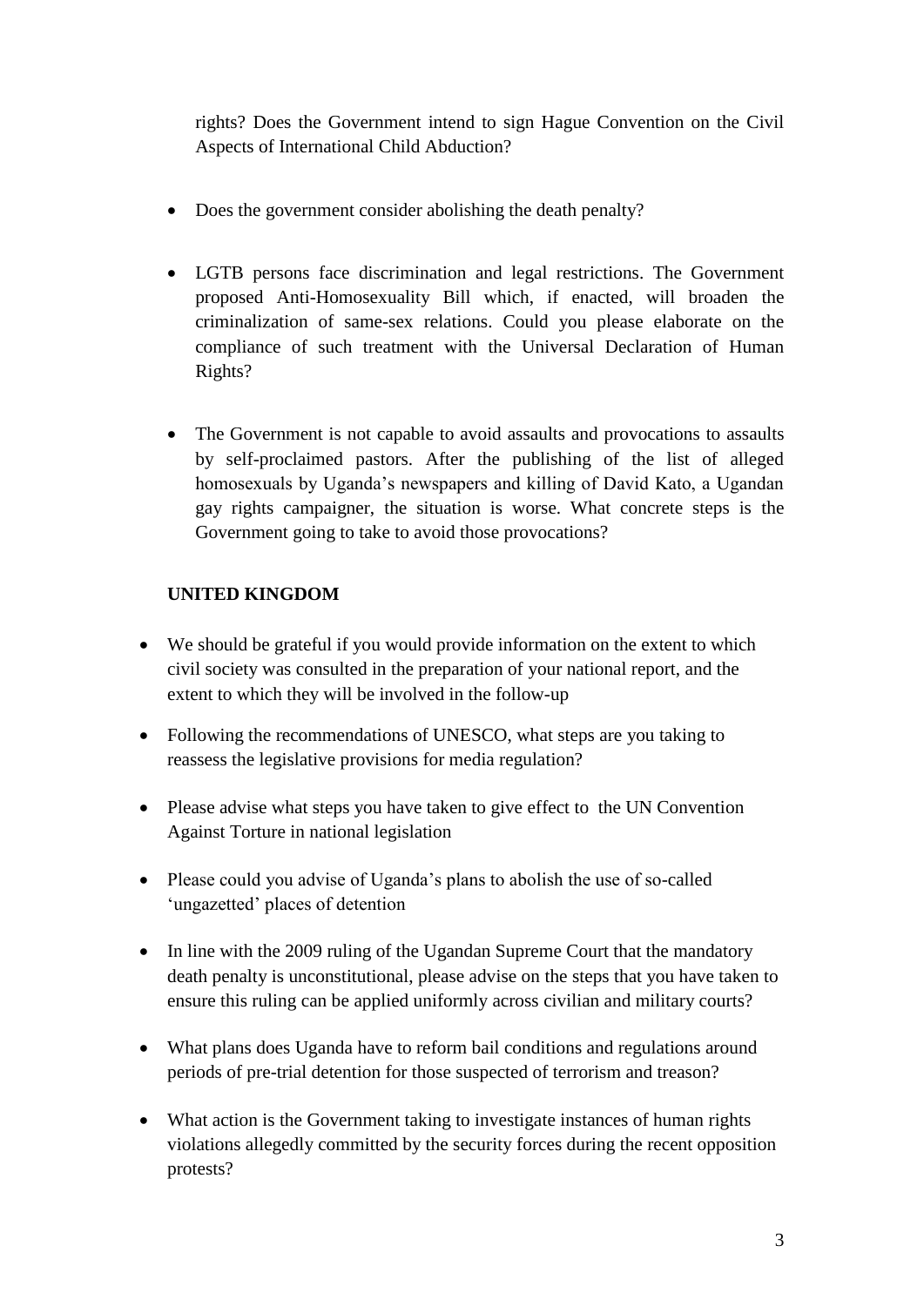rights? Does the Government intend to sign Hague Convention on the Civil Aspects of International Child Abduction?

- Does the government consider abolishing the death penalty?

- LGTB persons face discrimination and legal restrictions. The Government proposed Anti-Homosexuality Bill which, if enacted, will broaden the criminalization of same-sex relations. Could you please elaborate on the compliance of such treatment with the Universal Declaration of Human Rights?

- The Government is not capable to avoid assaults and provocations to assaults by self-proclaimed pastors. After the publishing of the list of alleged homosexuals by Uganda's newspapers and killing of David Kato, a Ugandan gay rights campaigner, the situation is worse. What concrete steps is the Government going to take to avoid those provocations?

**UNITED KINGDOM**

- We should be grateful if you would provide information on the extent to which civil society was consulted in the preparation of your national report, and the extent to which they will be involved in the follow-up
- Following the recommendations of UNESCO, what steps are you taking to reassess the legislative provisions for media regulation?
- Please advise what steps you have taken to give effect to the UN Convention Against Torture in national legislation
- Please could you advise of Uganda's plans to abolish the use of so-called 'ungazetted' places of detention
- In line with the 2009 ruling of the Ugandan Supreme Court that the mandatory death penalty is unconstitutional, please advise on the steps that you have taken to ensure this ruling can be applied uniformly across civilian and military courts?
- What plans does Uganda have to reform bail conditions and regulations around periods of pre-trial detention for those suspected of terrorism and treason?
- What action is the Government taking to investigate instances of human rights violations allegedly committed by the security forces during the recent opposition protests?